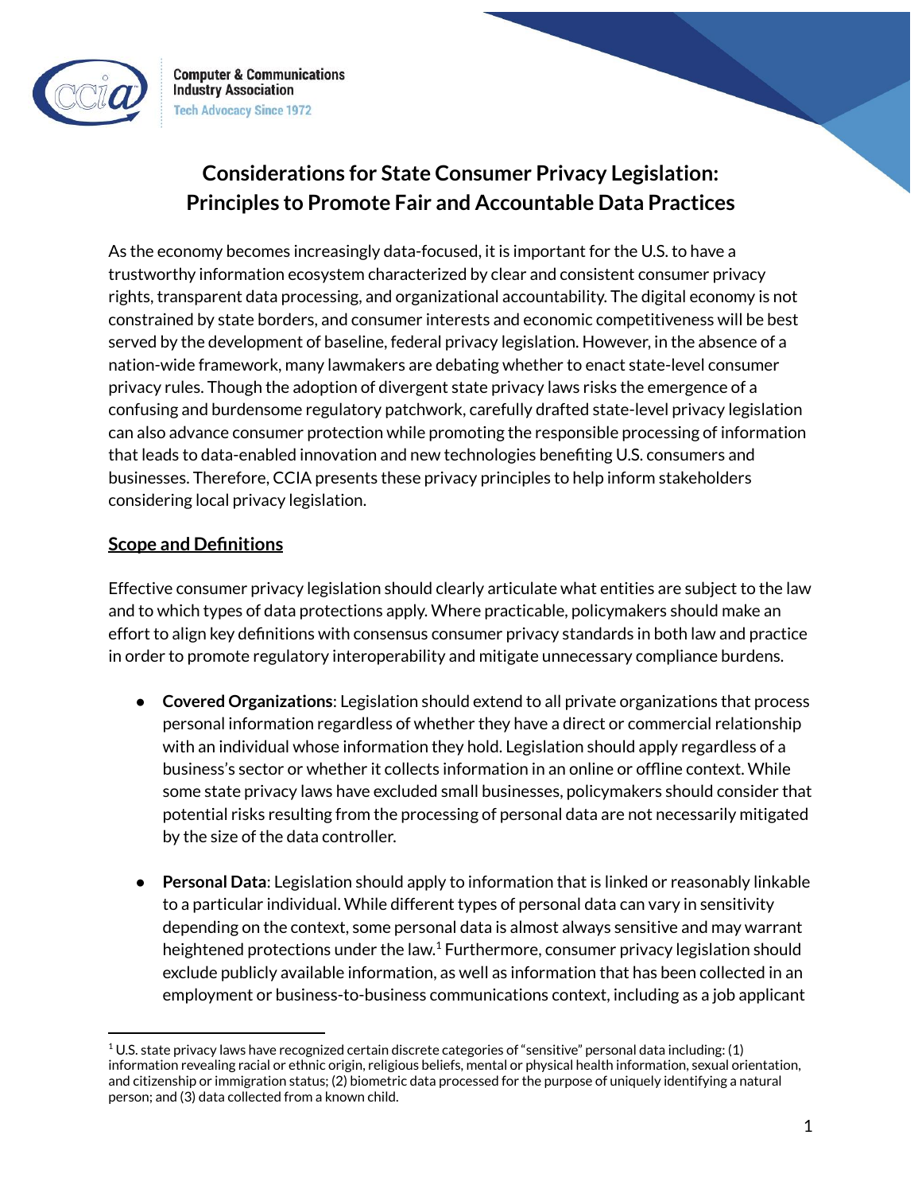Computer & Communications Industry Association
Tech Advocacy Since 1972

# Considerations for State Consumer Privacy Legislation: Principles to Promote Fair and Accountable Data Practices

As the economy becomes increasingly data-focused, it is important for the U.S. to have a trustworthy information ecosystem characterized by clear and consistent consumer privacy rights, transparent data processing, and organizational accountability. The digital economy is not constrained by state borders, and consumer interests and economic competitiveness will be best served by the development of baseline, federal privacy legislation. However, in the absence of a nation-wide framework, many lawmakers are debating whether to enact state-level consumer privacy rules. Though the adoption of divergent state privacy laws risks the emergence of a confusing and burdensome regulatory patchwork, carefully drafted state-level privacy legislation can also advance consumer protection while promoting the responsible processing of information that leads to data-enabled innovation and new technologies benefiting U.S. consumers and businesses. Therefore, CCIA presents these privacy principles to help inform stakeholders considering local privacy legislation.

## Scope and Definitions

Effective consumer privacy legislation should clearly articulate what entities are subject to the law and to which types of data protections apply. Where practicable, policymakers should make an effort to align key definitions with consensus consumer privacy standards in both law and practice in order to promote regulatory interoperability and mitigate unnecessary compliance burdens.

- **Covered Organizations**: Legislation should extend to all private organizations that process personal information regardless of whether they have a direct or commercial relationship with an individual whose information they hold. Legislation should apply regardless of a business's sector or whether it collects information in an online or offline context. While some state privacy laws have excluded small businesses, policymakers should consider that potential risks resulting from the processing of personal data are not necessarily mitigated by the size of the data controller.

- **Personal Data**: Legislation should apply to information that is linked or reasonably linkable to a particular individual. While different types of personal data can vary in sensitivity depending on the context, some personal data is almost always sensitive and may warrant heightened protections under the law.[1] Furthermore, consumer privacy legislation should exclude publicly available information, as well as information that has been collected in an employment or business-to-business communications context, including as a job applicant

[1] U.S. state privacy laws have recognized certain discrete categories of "sensitive" personal data including: (1) information revealing racial or ethnic origin, religious beliefs, mental or physical health information, sexual orientation, and citizenship or immigration status; (2) biometric data processed for the purpose of uniquely identifying a natural person; and (3) data collected from a known child.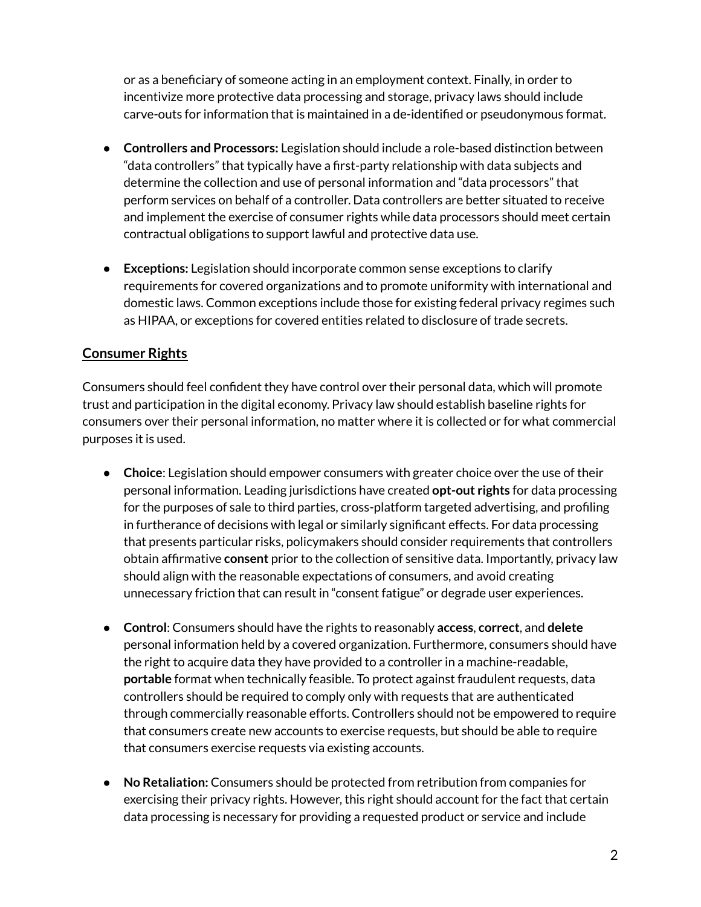or as a beneficiary of someone acting in an employment context. Finally, in order to incentivize more protective data processing and storage, privacy laws should include carve-outs for information that is maintained in a de-identified or pseudonymous format.

- **Controllers and Processors:** Legislation should include a role-based distinction between "data controllers" that typically have a first-party relationship with data subjects and determine the collection and use of personal information and "data processors" that perform services on behalf of a controller. Data controllers are better situated to receive and implement the exercise of consumer rights while data processors should meet certain contractual obligations to support lawful and protective data use.

- **Exceptions:** Legislation should incorporate common sense exceptions to clarify requirements for covered organizations and to promote uniformity with international and domestic laws. Common exceptions include those for existing federal privacy regimes such as HIPAA, or exceptions for covered entities related to disclosure of trade secrets.

## Consumer Rights

Consumers should feel confident they have control over their personal data, which will promote trust and participation in the digital economy. Privacy law should establish baseline rights for consumers over their personal information, no matter where it is collected or for what commercial purposes it is used.

- **Choice**: Legislation should empower consumers with greater choice over the use of their personal information. Leading jurisdictions have created **opt-out rights** for data processing for the purposes of sale to third parties, cross-platform targeted advertising, and profiling in furtherance of decisions with legal or similarly significant effects. For data processing that presents particular risks, policymakers should consider requirements that controllers obtain affirmative **consent** prior to the collection of sensitive data. Importantly, privacy law should align with the reasonable expectations of consumers, and avoid creating unnecessary friction that can result in "consent fatigue" or degrade user experiences.

- **Control**: Consumers should have the rights to reasonably **access**, **correct**, and **delete** personal information held by a covered organization. Furthermore, consumers should have the right to acquire data they have provided to a controller in a machine-readable, **portable** format when technically feasible. To protect against fraudulent requests, data controllers should be required to comply only with requests that are authenticated through commercially reasonable efforts. Controllers should not be empowered to require that consumers create new accounts to exercise requests, but should be able to require that consumers exercise requests via existing accounts.

- **No Retaliation:** Consumers should be protected from retribution from companies for exercising their privacy rights. However, this right should account for the fact that certain data processing is necessary for providing a requested product or service and include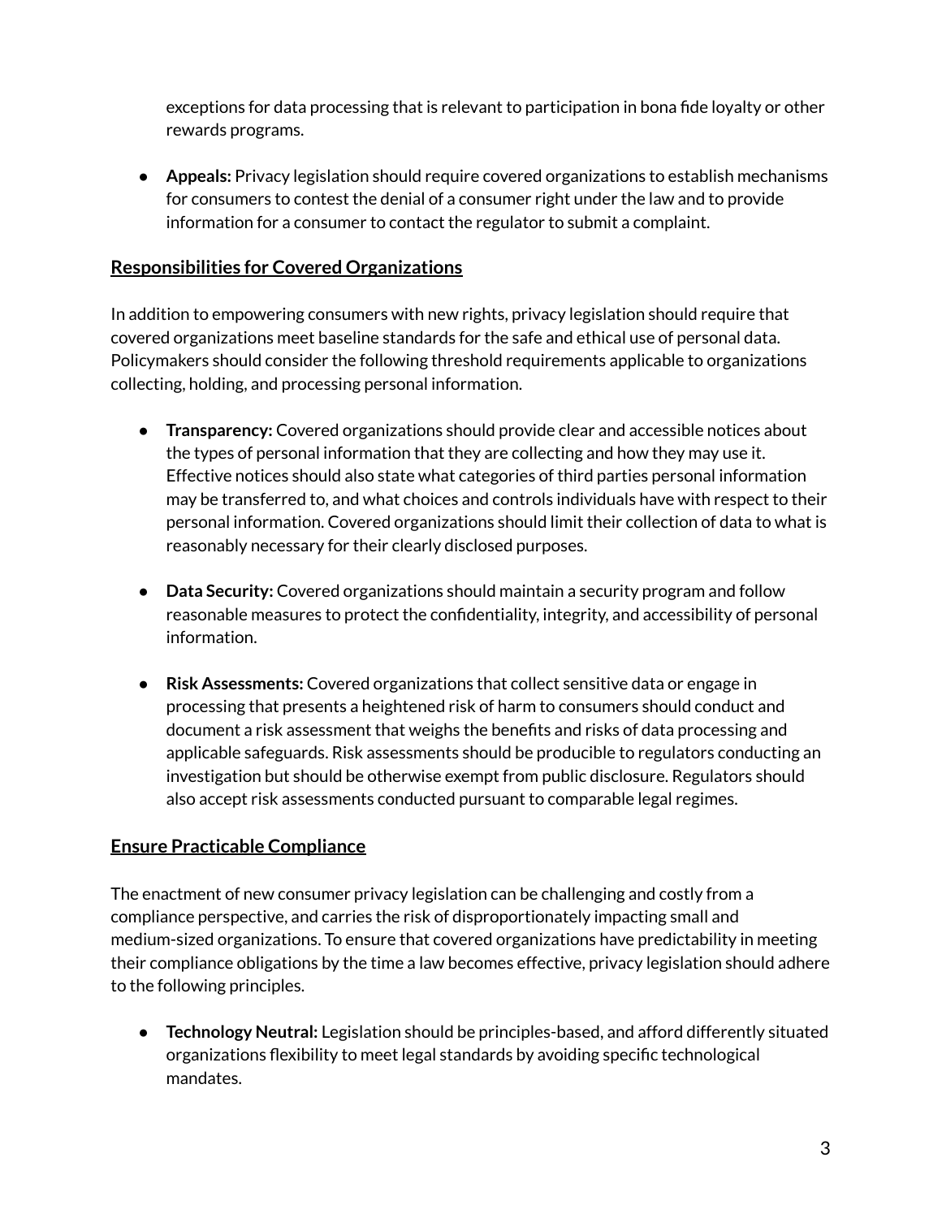exceptions for data processing that is relevant to participation in bona fide loyalty or other rewards programs.

- **Appeals:** Privacy legislation should require covered organizations to establish mechanisms for consumers to contest the denial of a consumer right under the law and to provide information for a consumer to contact the regulator to submit a complaint.

## Responsibilities for Covered Organizations

In addition to empowering consumers with new rights, privacy legislation should require that covered organizations meet baseline standards for the safe and ethical use of personal data. Policymakers should consider the following threshold requirements applicable to organizations collecting, holding, and processing personal information.

- **Transparency:** Covered organizations should provide clear and accessible notices about the types of personal information that they are collecting and how they may use it. Effective notices should also state what categories of third parties personal information may be transferred to, and what choices and controls individuals have with respect to their personal information. Covered organizations should limit their collection of data to what is reasonably necessary for their clearly disclosed purposes.

- **Data Security:** Covered organizations should maintain a security program and follow reasonable measures to protect the confidentiality, integrity, and accessibility of personal information.

- **Risk Assessments:** Covered organizations that collect sensitive data or engage in processing that presents a heightened risk of harm to consumers should conduct and document a risk assessment that weighs the benefits and risks of data processing and applicable safeguards. Risk assessments should be producible to regulators conducting an investigation but should be otherwise exempt from public disclosure. Regulators should also accept risk assessments conducted pursuant to comparable legal regimes.

## Ensure Practicable Compliance

The enactment of new consumer privacy legislation can be challenging and costly from a compliance perspective, and carries the risk of disproportionately impacting small and medium-sized organizations. To ensure that covered organizations have predictability in meeting their compliance obligations by the time a law becomes effective, privacy legislation should adhere to the following principles.

- **Technology Neutral:** Legislation should be principles-based, and afford differently situated organizations flexibility to meet legal standards by avoiding specific technological mandates.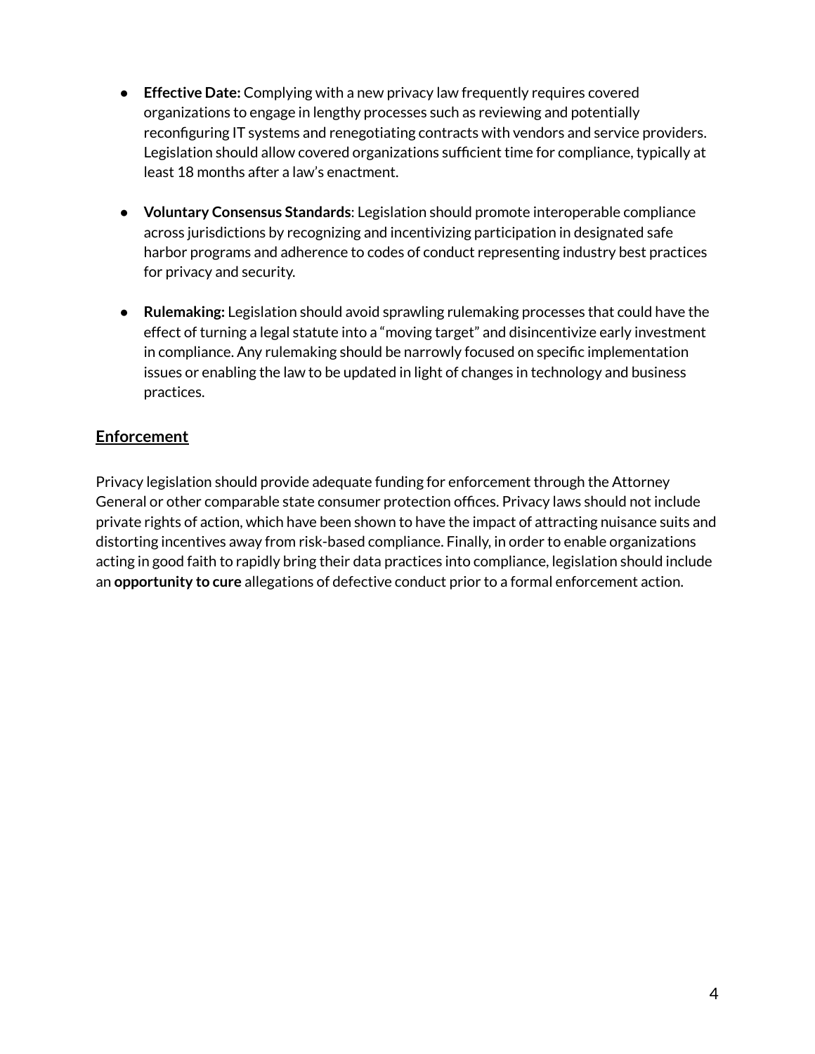- **Effective Date:** Complying with a new privacy law frequently requires covered organizations to engage in lengthy processes such as reviewing and potentially reconfiguring IT systems and renegotiating contracts with vendors and service providers. Legislation should allow covered organizations sufficient time for compliance, typically at least 18 months after a law's enactment.

- **Voluntary Consensus Standards**: Legislation should promote interoperable compliance across jurisdictions by recognizing and incentivizing participation in designated safe harbor programs and adherence to codes of conduct representing industry best practices for privacy and security.

- **Rulemaking:** Legislation should avoid sprawling rulemaking processes that could have the effect of turning a legal statute into a "moving target" and disincentivize early investment in compliance. Any rulemaking should be narrowly focused on specific implementation issues or enabling the law to be updated in light of changes in technology and business practices.

## Enforcement

Privacy legislation should provide adequate funding for enforcement through the Attorney General or other comparable state consumer protection offices. Privacy laws should not include private rights of action, which have been shown to have the impact of attracting nuisance suits and distorting incentives away from risk-based compliance. Finally, in order to enable organizations acting in good faith to rapidly bring their data practices into compliance, legislation should include an **opportunity to cure** allegations of defective conduct prior to a formal enforcement action.